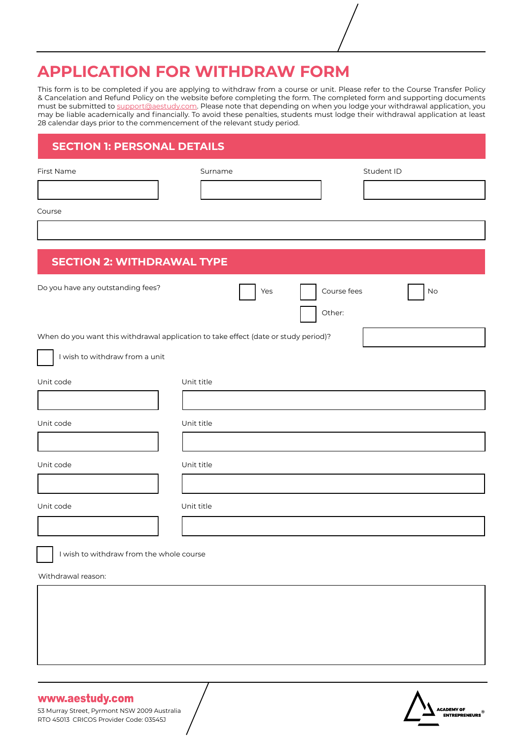# APPLICATION FOR WITHDRAW FORM

This form is to be completed if you are applying to withdraw from a course or unit. Please refer to the Course Transfer Policy & Cancelation and Refund Policy on the website before completing the form. The completed form and supporting documents must be submitted to support@aestudy.com. Please note that depending on when you lodge your withdrawal application, you may be liable academically and financially. To avoid these penalties, students must lodge their withdrawal application at least 28 calendar days prior to the commencement of the relevant study period.

## SECTION 1: PERSONAL DETAILS

First Name ______________________

Surname ______________________

Student ID ______________________

Course ______________________

## SECTION 2: WITHDRAWAL TYPE

Do you have any outstanding fees?

☐ Yes ☐ Course fees ☐ No

☐ Other:

When do you want this withdrawal application to take effect (date or study period)? ______________________

☐ I wish to withdraw from a unit

| Unit code | Unit title |
|---|---|
| | |
| | |
| | |
| | |

☐ I wish to withdraw from the whole course

Withdrawal reason:

______________________

www.aestudy.com
53 Murray Street, Pyrmont NSW 2009 Australia
RTO 45013 CRICOS Provider Code: 03545J

ACADEMY OF ENTREPRENEURS®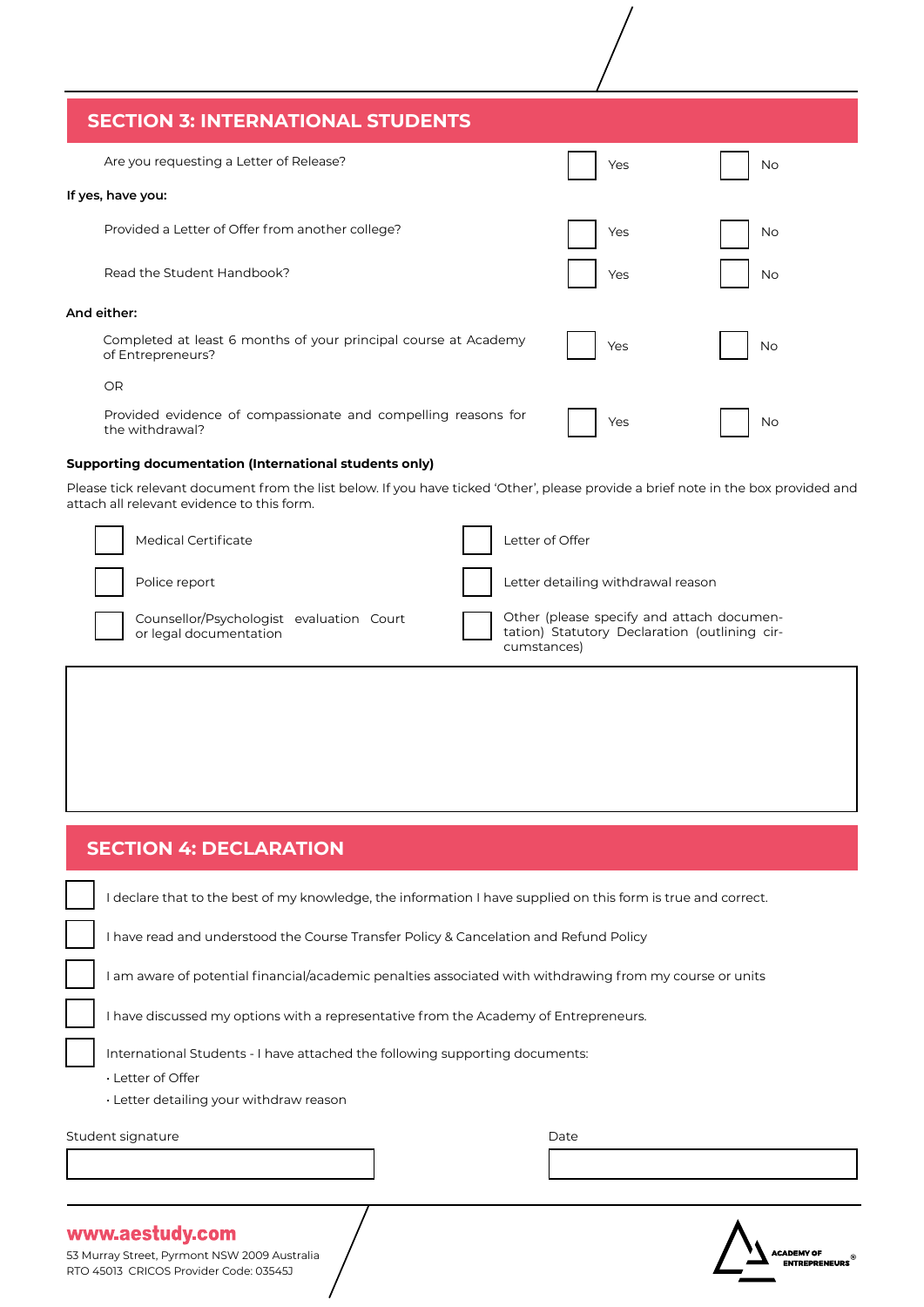## SECTION 3: INTERNATIONAL STUDENTS

| | | |
|---|---|---|
| Are you requesting a Letter of Release? | ☐ Yes | ☐ No |

**If yes, have you:**

| | | |
|---|---|---|
| Provided a Letter of Offer from another college? | ☐ Yes | ☐ No |
| Read the Student Handbook? | ☐ Yes | ☐ No |

**And either:**

| | | |
|---|---|---|
| Completed at least 6 months of your principal course at Academy of Entrepreneurs? | ☐ Yes | ☐ No |
| OR | | |
| Provided evidence of compassionate and compelling reasons for the withdrawal? | ☐ Yes | ☐ No |

**Supporting documentation (International students only)**

Please tick relevant document from the list below. If you have ticked 'Other', please provide a brief note in the box provided and attach all relevant evidence to this form.

| | |
|---|---|
| ☐ Medical Certificate | ☐ Letter of Offer |
| ☐ Police report | ☐ Letter detailing withdrawal reason |
| ☐ Counsellor/Psychologist evaluation Court or legal documentation | ☐ Other (please specify and attach documentation) Statutory Declaration (outlining circumstances) |

## SECTION 4: DECLARATION

- ☐ I declare that to the best of my knowledge, the information I have supplied on this form is true and correct.
- ☐ I have read and understood the Course Transfer Policy & Cancelation and Refund Policy
- ☐ I am aware of potential financial/academic penalties associated with withdrawing from my course or units
- ☐ I have discussed my options with a representative from the Academy of Entrepreneurs.
- ☐ International Students - I have attached the following supporting documents:
  - Letter of Offer
  - Letter detailing your withdraw reason

Student signature

Date

**www.aestudy.com**

53 Murray Street, Pyrmont NSW 2009 Australia
RTO 45013 CRICOS Provider Code: 03545J

ACADEMY OF ENTREPRENEURS®